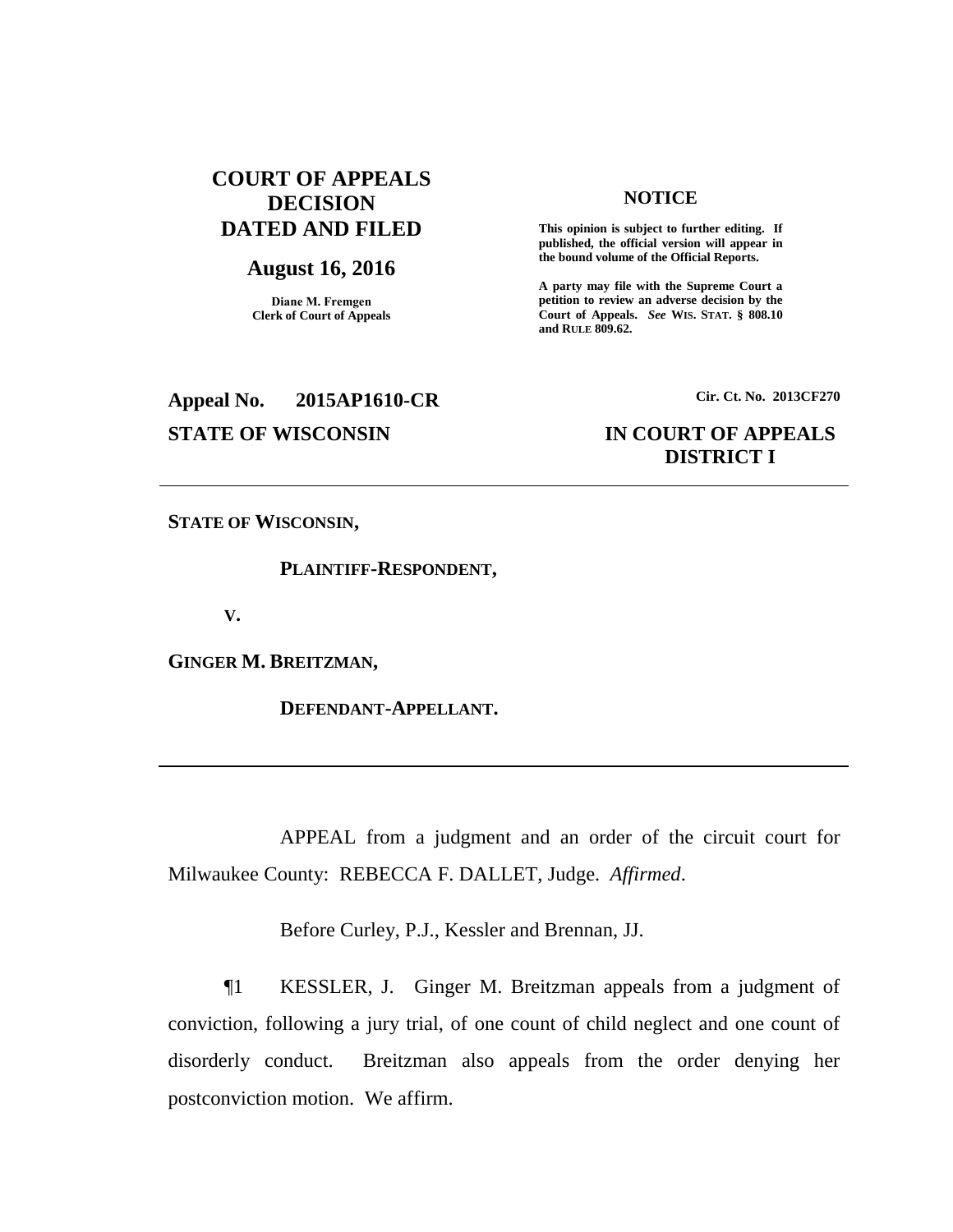**COURT OF APPEALS DECISION DATED AND FILED**

**August 16, 2016**

**Diane M. Fremgen**
**Clerk of Court of Appeals**

**NOTICE**

**This opinion is subject to further editing. If published, the official version will appear in the bound volume of the Official Reports.**

**A party may file with the Supreme Court a petition to review an adverse decision by the Court of Appeals.** ***See*** **WIS. STAT. § 808.10 and RULE 809.62.**

**Appeal No. 2015AP1610-CR** **Cir. Ct. No. 2013CF270**

**STATE OF WISCONSIN** **IN COURT OF APPEALS**
**DISTRICT I**

---

**STATE OF WISCONSIN,**

**PLAINTIFF-RESPONDENT,**

**V.**

**GINGER M. BREITZMAN,**

**DEFENDANT-APPELLANT.**

---

APPEAL from a judgment and an order of the circuit court for Milwaukee County: REBECCA F. DALLET, Judge. *Affirmed*.

Before Curley, P.J., Kessler and Brennan, JJ.

¶1 KESSLER, J. Ginger M. Breitzman appeals from a judgment of conviction, following a jury trial, of one count of child neglect and one count of disorderly conduct. Breitzman also appeals from the order denying her postconviction motion. We affirm.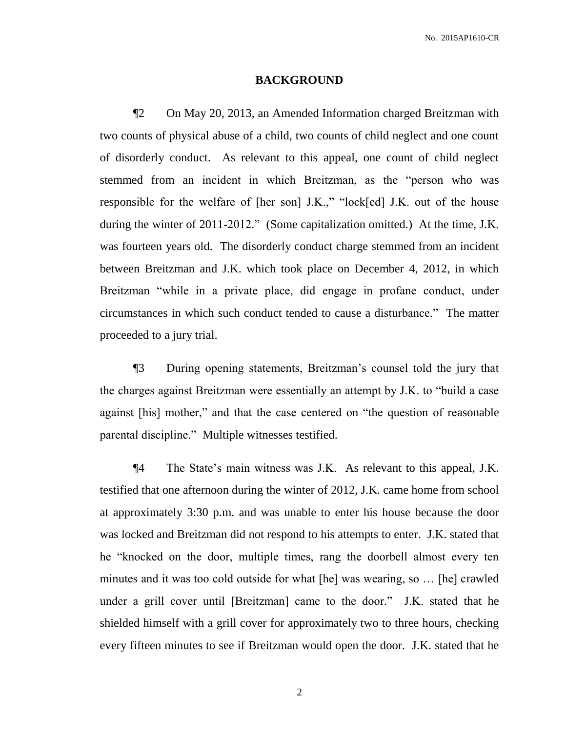## BACKGROUND

¶2 On May 20, 2013, an Amended Information charged Breitzman with two counts of physical abuse of a child, two counts of child neglect and one count of disorderly conduct. As relevant to this appeal, one count of child neglect stemmed from an incident in which Breitzman, as the "person who was responsible for the welfare of [her son] J.K.," "lock[ed] J.K. out of the house during the winter of 2011-2012." (Some capitalization omitted.) At the time, J.K. was fourteen years old. The disorderly conduct charge stemmed from an incident between Breitzman and J.K. which took place on December 4, 2012, in which Breitzman "while in a private place, did engage in profane conduct, under circumstances in which such conduct tended to cause a disturbance." The matter proceeded to a jury trial.

¶3 During opening statements, Breitzman's counsel told the jury that the charges against Breitzman were essentially an attempt by J.K. to "build a case against [his] mother," and that the case centered on "the question of reasonable parental discipline." Multiple witnesses testified.

¶4 The State's main witness was J.K. As relevant to this appeal, J.K. testified that one afternoon during the winter of 2012, J.K. came home from school at approximately 3:30 p.m. and was unable to enter his house because the door was locked and Breitzman did not respond to his attempts to enter. J.K. stated that he "knocked on the door, multiple times, rang the doorbell almost every ten minutes and it was too cold outside for what [he] was wearing, so … [he] crawled under a grill cover until [Breitzman] came to the door." J.K. stated that he shielded himself with a grill cover for approximately two to three hours, checking every fifteen minutes to see if Breitzman would open the door. J.K. stated that he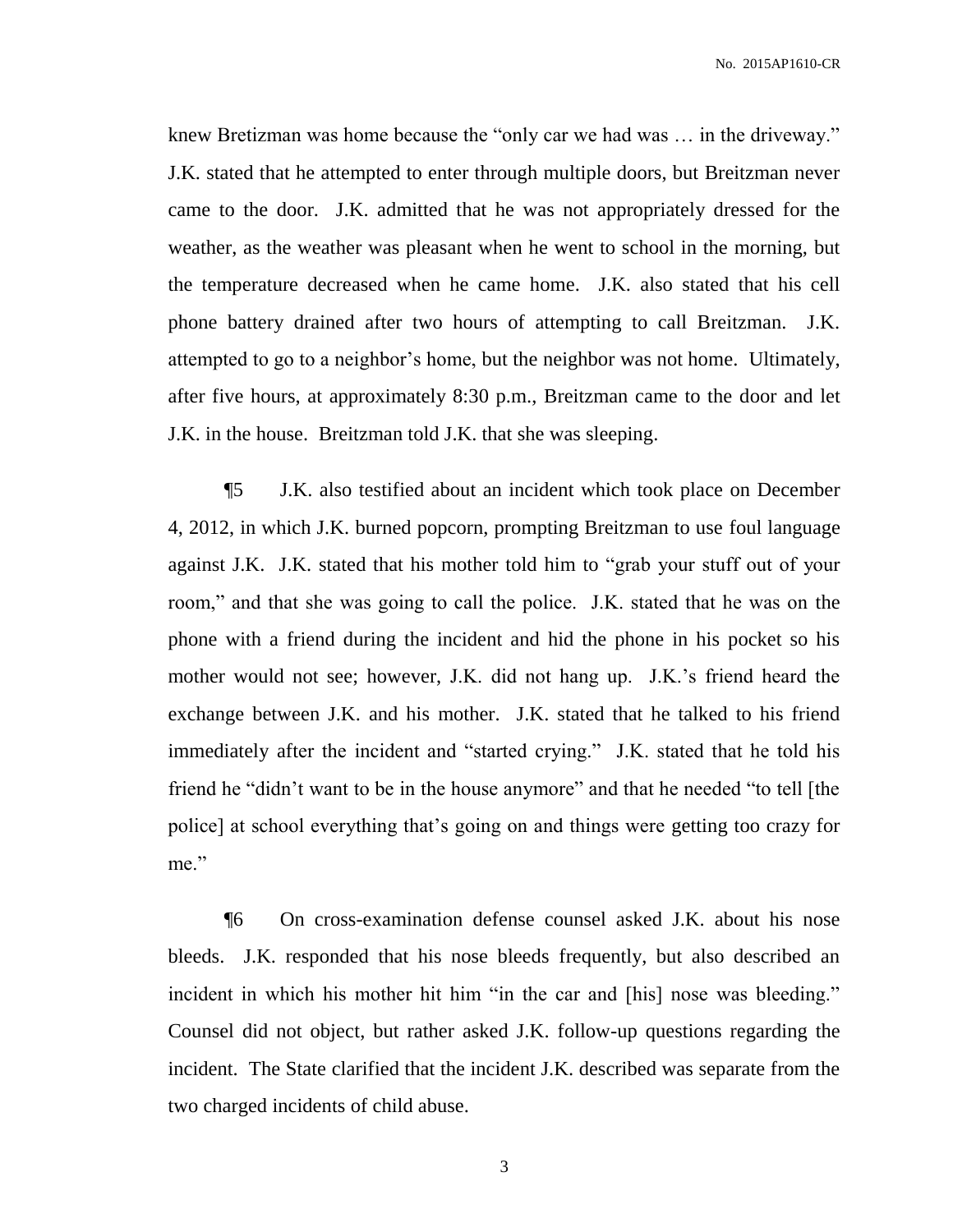knew Bretizman was home because the "only car we had was … in the driveway." J.K. stated that he attempted to enter through multiple doors, but Breitzman never came to the door. J.K. admitted that he was not appropriately dressed for the weather, as the weather was pleasant when he went to school in the morning, but the temperature decreased when he came home. J.K. also stated that his cell phone battery drained after two hours of attempting to call Breitzman. J.K. attempted to go to a neighbor's home, but the neighbor was not home. Ultimately, after five hours, at approximately 8:30 p.m., Breitzman came to the door and let J.K. in the house. Breitzman told J.K. that she was sleeping.

¶5 J.K. also testified about an incident which took place on December 4, 2012, in which J.K. burned popcorn, prompting Breitzman to use foul language against J.K. J.K. stated that his mother told him to "grab your stuff out of your room," and that she was going to call the police. J.K. stated that he was on the phone with a friend during the incident and hid the phone in his pocket so his mother would not see; however, J.K. did not hang up. J.K.'s friend heard the exchange between J.K. and his mother. J.K. stated that he talked to his friend immediately after the incident and "started crying." J.K. stated that he told his friend he "didn't want to be in the house anymore" and that he needed "to tell [the police] at school everything that's going on and things were getting too crazy for me."

¶6 On cross-examination defense counsel asked J.K. about his nose bleeds. J.K. responded that his nose bleeds frequently, but also described an incident in which his mother hit him "in the car and [his] nose was bleeding." Counsel did not object, but rather asked J.K. follow-up questions regarding the incident. The State clarified that the incident J.K. described was separate from the two charged incidents of child abuse.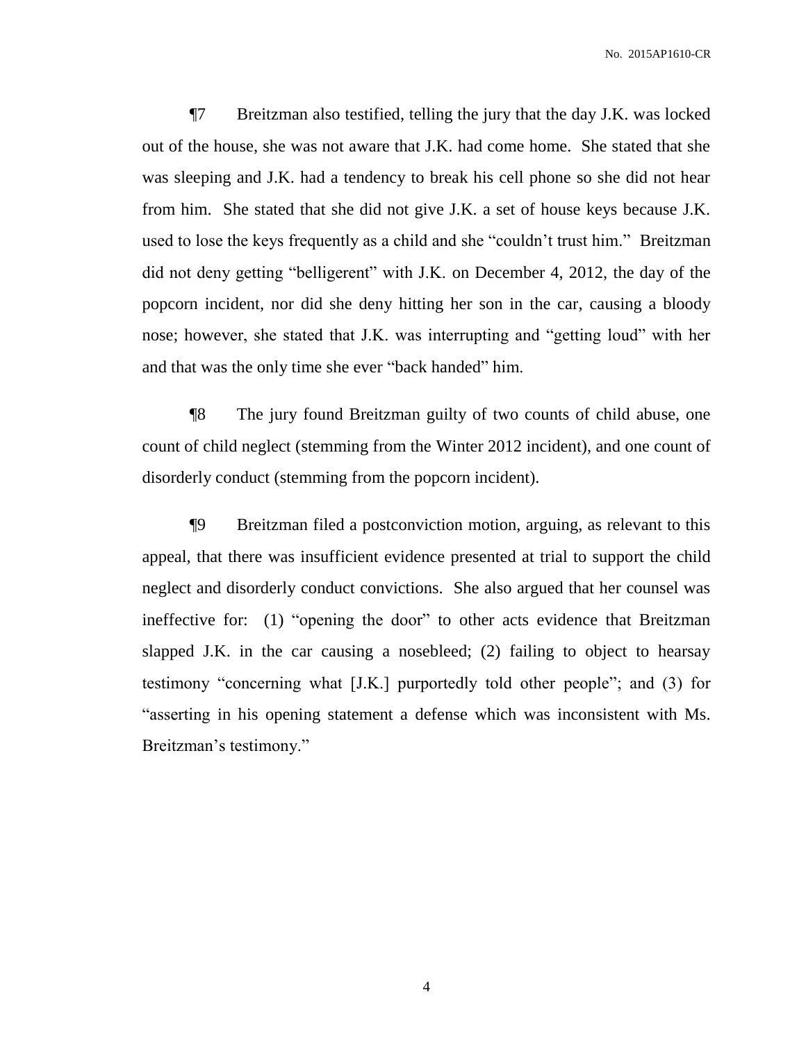¶7 Breitzman also testified, telling the jury that the day J.K. was locked out of the house, she was not aware that J.K. had come home. She stated that she was sleeping and J.K. had a tendency to break his cell phone so she did not hear from him. She stated that she did not give J.K. a set of house keys because J.K. used to lose the keys frequently as a child and she "couldn't trust him." Breitzman did not deny getting "belligerent" with J.K. on December 4, 2012, the day of the popcorn incident, nor did she deny hitting her son in the car, causing a bloody nose; however, she stated that J.K. was interrupting and "getting loud" with her and that was the only time she ever "back handed" him.

¶8 The jury found Breitzman guilty of two counts of child abuse, one count of child neglect (stemming from the Winter 2012 incident), and one count of disorderly conduct (stemming from the popcorn incident).

¶9 Breitzman filed a postconviction motion, arguing, as relevant to this appeal, that there was insufficient evidence presented at trial to support the child neglect and disorderly conduct convictions. She also argued that her counsel was ineffective for: (1) "opening the door" to other acts evidence that Breitzman slapped J.K. in the car causing a nosebleed; (2) failing to object to hearsay testimony "concerning what [J.K.] purportedly told other people"; and (3) for "asserting in his opening statement a defense which was inconsistent with Ms. Breitzman's testimony."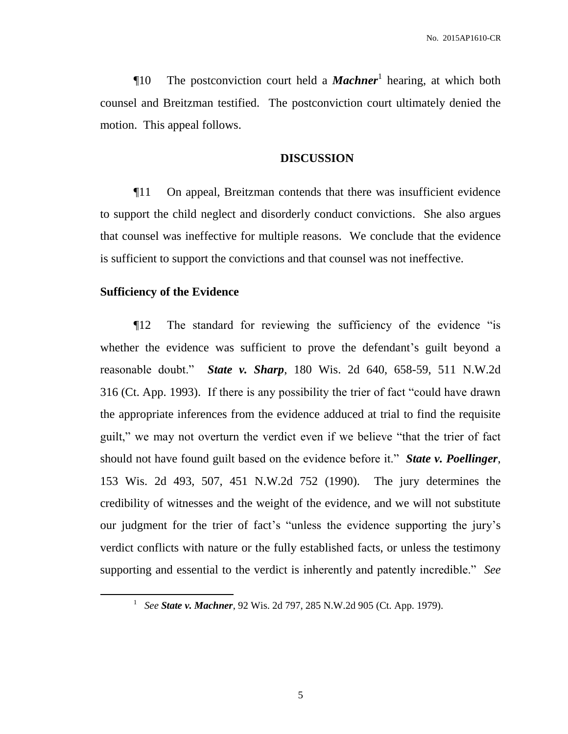¶10 The postconviction court held a ***Machner***[1] hearing, at which both counsel and Breitzman testified. The postconviction court ultimately denied the motion. This appeal follows.

## DISCUSSION

¶11 On appeal, Breitzman contends that there was insufficient evidence to support the child neglect and disorderly conduct convictions. She also argues that counsel was ineffective for multiple reasons. We conclude that the evidence is sufficient to support the convictions and that counsel was not ineffective.

### Sufficiency of the Evidence

¶12 The standard for reviewing the sufficiency of the evidence "is whether the evidence was sufficient to prove the defendant's guilt beyond a reasonable doubt." ***State v. Sharp***, 180 Wis. 2d 640, 658-59, 511 N.W.2d 316 (Ct. App. 1993). If there is any possibility the trier of fact "could have drawn the appropriate inferences from the evidence adduced at trial to find the requisite guilt," we may not overturn the verdict even if we believe "that the trier of fact should not have found guilt based on the evidence before it." ***State v. Poellinger***, 153 Wis. 2d 493, 507, 451 N.W.2d 752 (1990). The jury determines the credibility of witnesses and the weight of the evidence, and we will not substitute our judgment for the trier of fact's "unless the evidence supporting the jury's verdict conflicts with nature or the fully established facts, or unless the testimony supporting and essential to the verdict is inherently and patently incredible." *See*

[1] *See* ***State v. Machner***, 92 Wis. 2d 797, 285 N.W.2d 905 (Ct. App. 1979).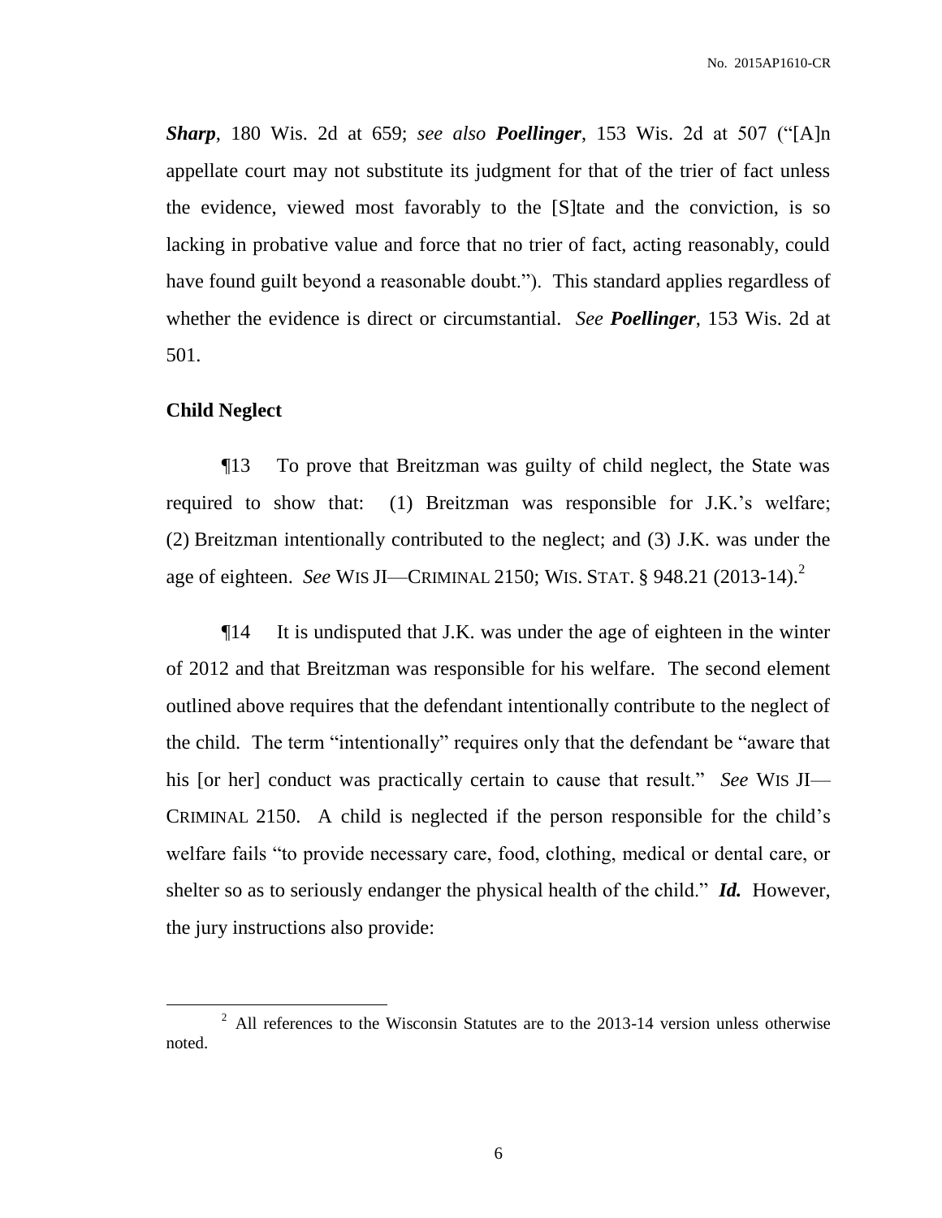***Sharp***, 180 Wis. 2d at 659; *see also* ***Poellinger***, 153 Wis. 2d at 507 ("[A]n appellate court may not substitute its judgment for that of the trier of fact unless the evidence, viewed most favorably to the [S]tate and the conviction, is so lacking in probative value and force that no trier of fact, acting reasonably, could have found guilt beyond a reasonable doubt."). This standard applies regardless of whether the evidence is direct or circumstantial. *See* ***Poellinger***, 153 Wis. 2d at 501.

**Child Neglect**

¶13 To prove that Breitzman was guilty of child neglect, the State was required to show that: (1) Breitzman was responsible for J.K.'s welfare; (2) Breitzman intentionally contributed to the neglect; and (3) J.K. was under the age of eighteen. *See* WIS JI—CRIMINAL 2150; WIS. STAT. § 948.21 (2013-14).[2]

¶14 It is undisputed that J.K. was under the age of eighteen in the winter of 2012 and that Breitzman was responsible for his welfare. The second element outlined above requires that the defendant intentionally contribute to the neglect of the child. The term "intentionally" requires only that the defendant be "aware that his [or her] conduct was practically certain to cause that result." *See* WIS JI—CRIMINAL 2150. A child is neglected if the person responsible for the child's welfare fails "to provide necessary care, food, clothing, medical or dental care, or shelter so as to seriously endanger the physical health of the child." ***Id.*** However, the jury instructions also provide:

[2] All references to the Wisconsin Statutes are to the 2013-14 version unless otherwise noted.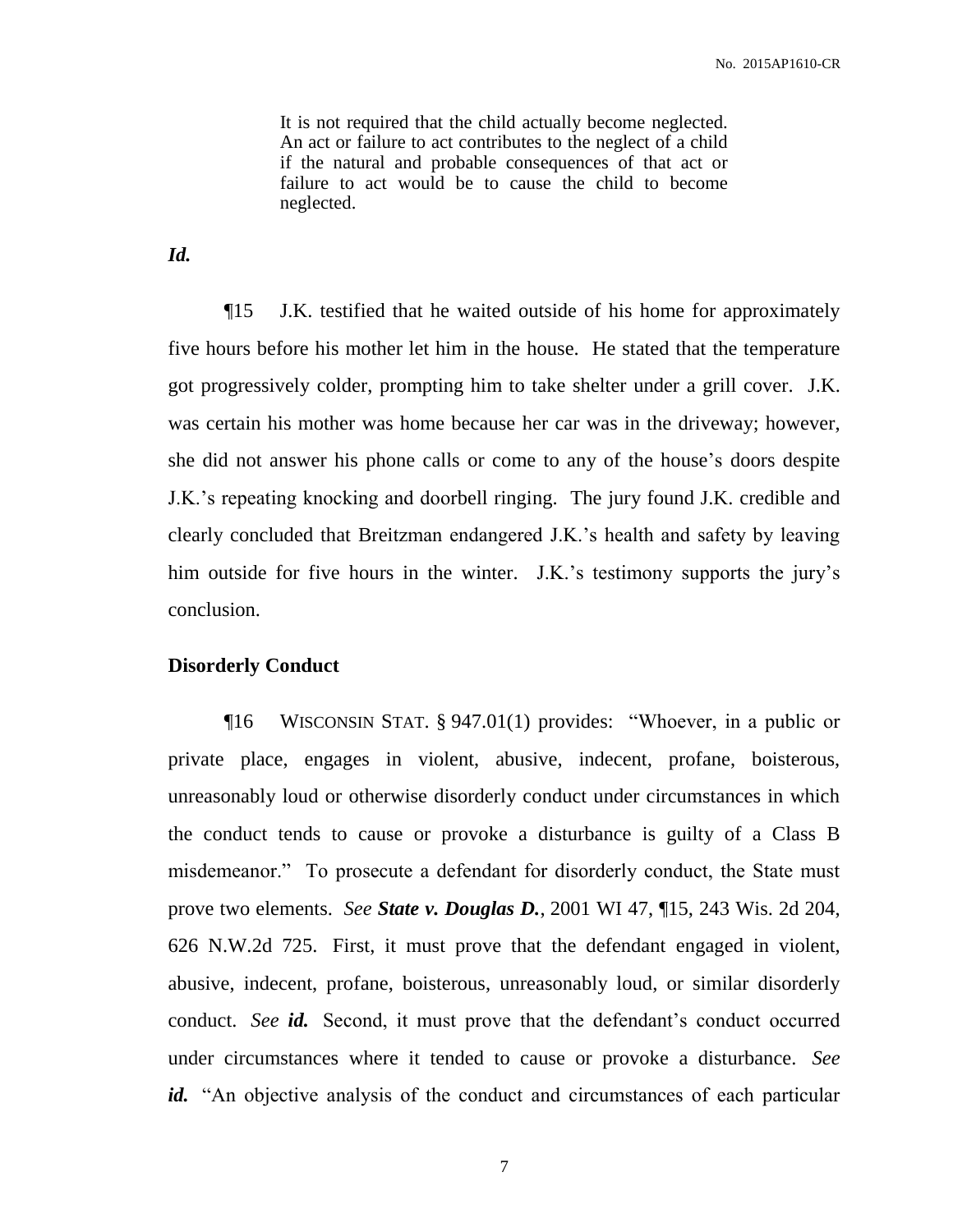> It is not required that the child actually become neglected. An act or failure to act contributes to the neglect of a child if the natural and probable consequences of that act or failure to act would be to cause the child to become neglected.

***Id.***

¶15 J.K. testified that he waited outside of his home for approximately five hours before his mother let him in the house. He stated that the temperature got progressively colder, prompting him to take shelter under a grill cover. J.K. was certain his mother was home because her car was in the driveway; however, she did not answer his phone calls or come to any of the house's doors despite J.K.'s repeating knocking and doorbell ringing. The jury found J.K. credible and clearly concluded that Breitzman endangered J.K.'s health and safety by leaving him outside for five hours in the winter. J.K.'s testimony supports the jury's conclusion.

**Disorderly Conduct**

¶16 WISCONSIN STAT. § 947.01(1) provides: "Whoever, in a public or private place, engages in violent, abusive, indecent, profane, boisterous, unreasonably loud or otherwise disorderly conduct under circumstances in which the conduct tends to cause or provoke a disturbance is guilty of a Class B misdemeanor." To prosecute a defendant for disorderly conduct, the State must prove two elements. *See* ***State v. Douglas D.***, 2001 WI 47, ¶15, 243 Wis. 2d 204, 626 N.W.2d 725. First, it must prove that the defendant engaged in violent, abusive, indecent, profane, boisterous, unreasonably loud, or similar disorderly conduct. *See* ***id.*** Second, it must prove that the defendant's conduct occurred under circumstances where it tended to cause or provoke a disturbance. *See* ***id.*** "An objective analysis of the conduct and circumstances of each particular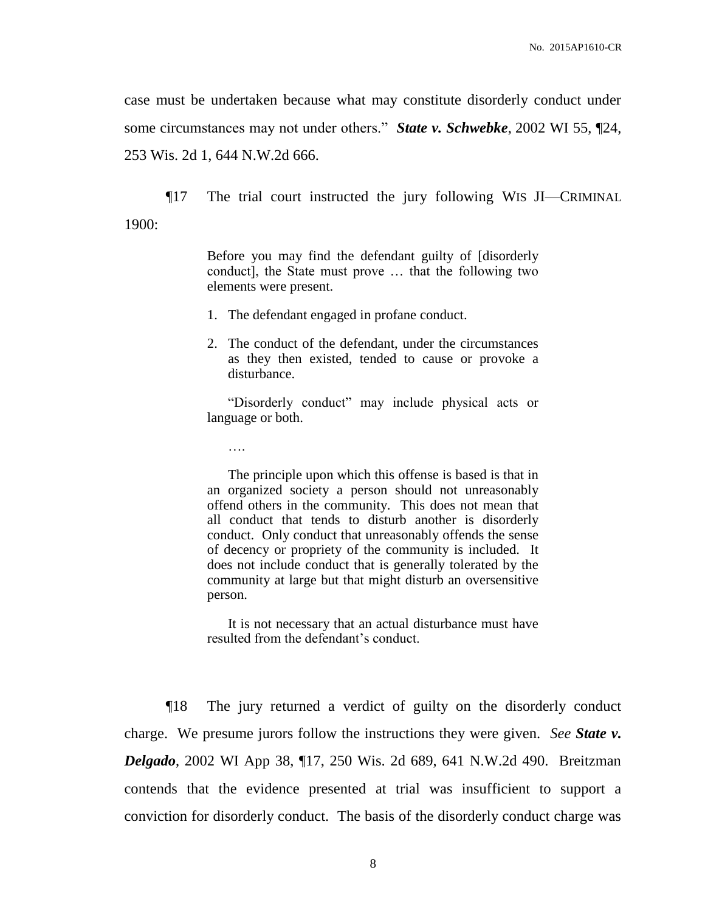case must be undertaken because what may constitute disorderly conduct under some circumstances may not under others." ***State v. Schwebke***, 2002 WI 55, ¶24, 253 Wis. 2d 1, 644 N.W.2d 666.

¶17 The trial court instructed the jury following WIS JI—CRIMINAL 1900:

> Before you may find the defendant guilty of [disorderly conduct], the State must prove … that the following two elements were present.
>
> 1. The defendant engaged in profane conduct.
>
> 2. The conduct of the defendant, under the circumstances as they then existed, tended to cause or provoke a disturbance.
>
> "Disorderly conduct" may include physical acts or language or both.
>
> ….
>
> The principle upon which this offense is based is that in an organized society a person should not unreasonably offend others in the community. This does not mean that all conduct that tends to disturb another is disorderly conduct. Only conduct that unreasonably offends the sense of decency or propriety of the community is included. It does not include conduct that is generally tolerated by the community at large but that might disturb an oversensitive person.
>
> It is not necessary that an actual disturbance must have resulted from the defendant's conduct.

¶18 The jury returned a verdict of guilty on the disorderly conduct charge. We presume jurors follow the instructions they were given. *See* ***State v. Delgado***, 2002 WI App 38, ¶17, 250 Wis. 2d 689, 641 N.W.2d 490. Breitzman contends that the evidence presented at trial was insufficient to support a conviction for disorderly conduct. The basis of the disorderly conduct charge was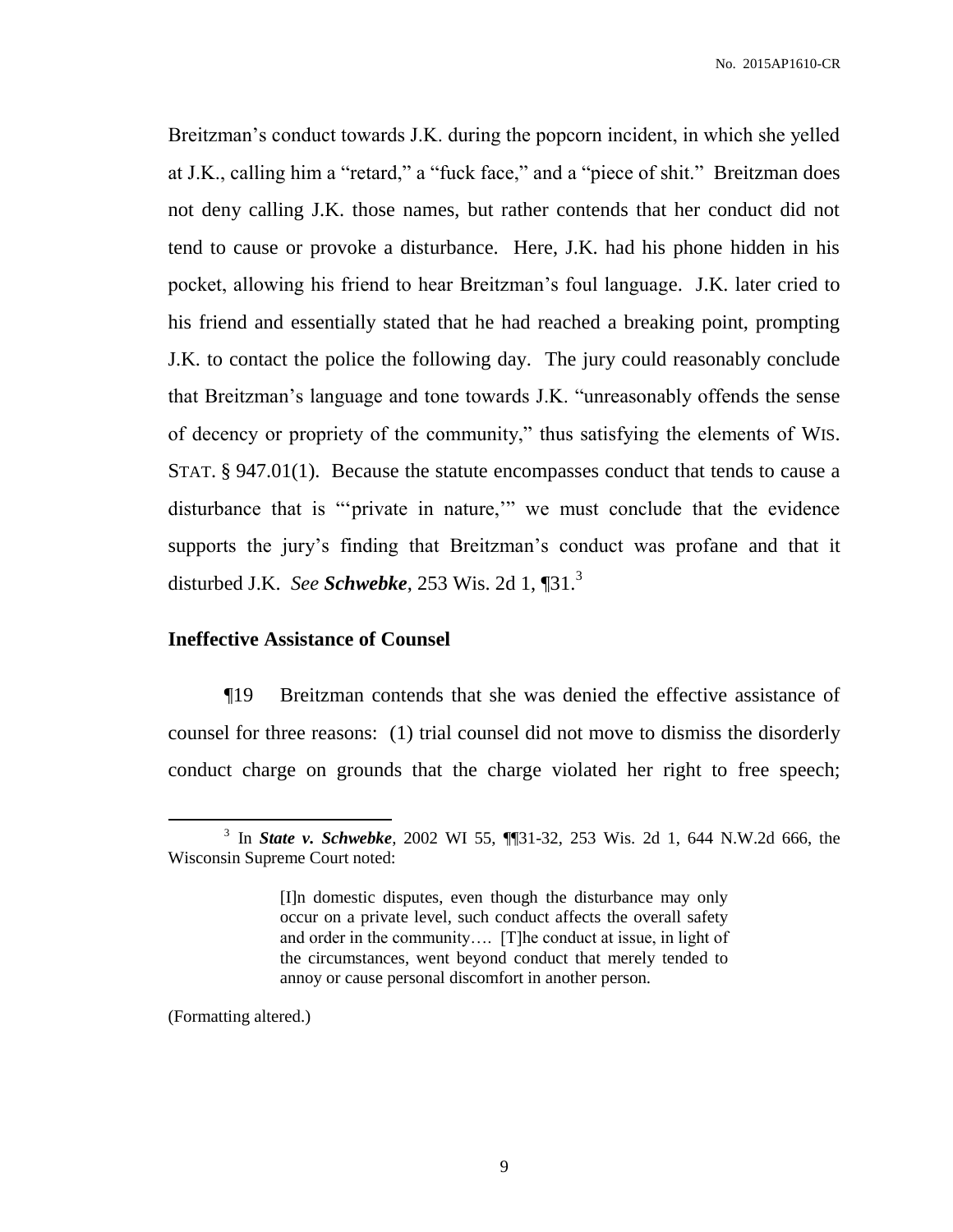Breitzman's conduct towards J.K. during the popcorn incident, in which she yelled at J.K., calling him a "retard," a "fuck face," and a "piece of shit." Breitzman does not deny calling J.K. those names, but rather contends that her conduct did not tend to cause or provoke a disturbance. Here, J.K. had his phone hidden in his pocket, allowing his friend to hear Breitzman's foul language. J.K. later cried to his friend and essentially stated that he had reached a breaking point, prompting J.K. to contact the police the following day. The jury could reasonably conclude that Breitzman's language and tone towards J.K. "unreasonably offends the sense of decency or propriety of the community," thus satisfying the elements of WIS. STAT. § 947.01(1). Because the statute encompasses conduct that tends to cause a disturbance that is "'private in nature,'" we must conclude that the evidence supports the jury's finding that Breitzman's conduct was profane and that it disturbed J.K. *See* ***Schwebke***, 253 Wis. 2d 1, ¶31.[3]

**Ineffective Assistance of Counsel**

¶19 Breitzman contends that she was denied the effective assistance of counsel for three reasons: (1) trial counsel did not move to dismiss the disorderly conduct charge on grounds that the charge violated her right to free speech;

---

[3] In ***State v. Schwebke***, 2002 WI 55, ¶¶31-32, 253 Wis. 2d 1, 644 N.W.2d 666, the Wisconsin Supreme Court noted:

> [I]n domestic disputes, even though the disturbance may only occur on a private level, such conduct affects the overall safety and order in the community…. [T]he conduct at issue, in light of the circumstances, went beyond conduct that merely tended to annoy or cause personal discomfort in another person.

(Formatting altered.)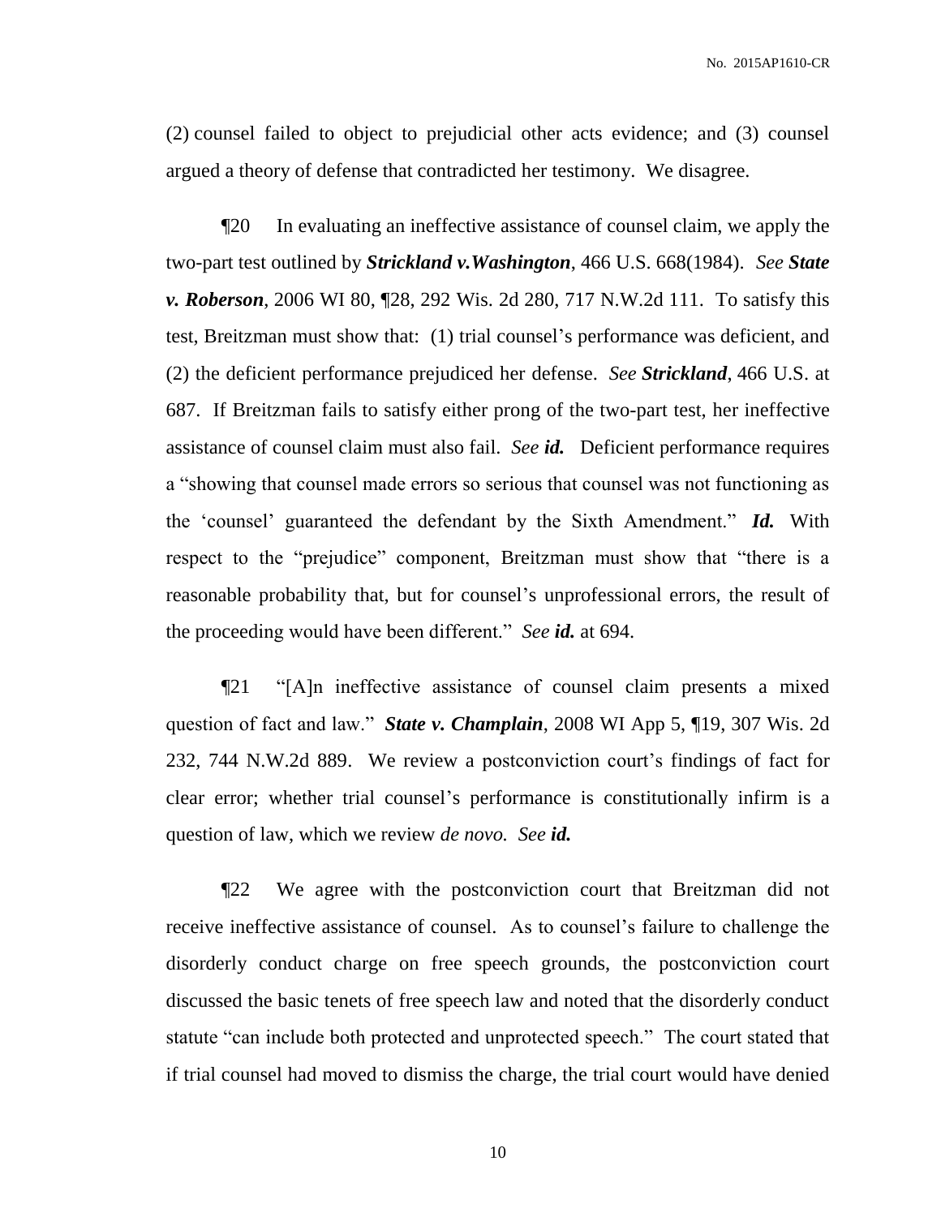(2) counsel failed to object to prejudicial other acts evidence; and (3) counsel argued a theory of defense that contradicted her testimony. We disagree.

¶20 In evaluating an ineffective assistance of counsel claim, we apply the two-part test outlined by ***Strickland v.Washington***, 466 U.S. 668(1984). *See* ***State v. Roberson***, 2006 WI 80, ¶28, 292 Wis. 2d 280, 717 N.W.2d 111. To satisfy this test, Breitzman must show that: (1) trial counsel's performance was deficient, and (2) the deficient performance prejudiced her defense. *See* ***Strickland***, 466 U.S. at 687. If Breitzman fails to satisfy either prong of the two-part test, her ineffective assistance of counsel claim must also fail. *See* ***id.*** Deficient performance requires a "showing that counsel made errors so serious that counsel was not functioning as the 'counsel' guaranteed the defendant by the Sixth Amendment." ***Id.*** With respect to the "prejudice" component, Breitzman must show that "there is a reasonable probability that, but for counsel's unprofessional errors, the result of the proceeding would have been different." *See* ***id.*** at 694.

¶21 "[A]n ineffective assistance of counsel claim presents a mixed question of fact and law." ***State v. Champlain***, 2008 WI App 5, ¶19, 307 Wis. 2d 232, 744 N.W.2d 889. We review a postconviction court's findings of fact for clear error; whether trial counsel's performance is constitutionally infirm is a question of law, which we review *de novo*. *See* ***id.***

¶22 We agree with the postconviction court that Breitzman did not receive ineffective assistance of counsel. As to counsel's failure to challenge the disorderly conduct charge on free speech grounds, the postconviction court discussed the basic tenets of free speech law and noted that the disorderly conduct statute "can include both protected and unprotected speech." The court stated that if trial counsel had moved to dismiss the charge, the trial court would have denied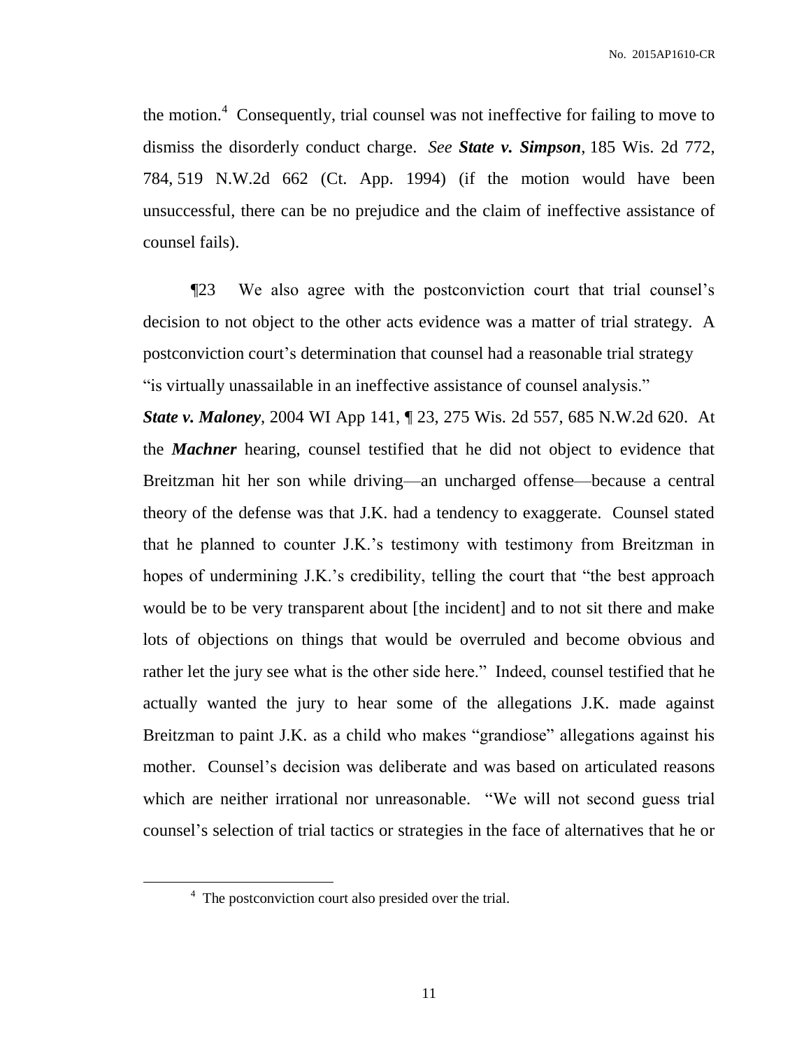the motion.[4] Consequently, trial counsel was not ineffective for failing to move to dismiss the disorderly conduct charge. *See* ***State v. Simpson***, 185 Wis. 2d 772, 784, 519 N.W.2d 662 (Ct. App. 1994) (if the motion would have been unsuccessful, there can be no prejudice and the claim of ineffective assistance of counsel fails).

¶23 We also agree with the postconviction court that trial counsel's decision to not object to the other acts evidence was a matter of trial strategy. A postconviction court's determination that counsel had a reasonable trial strategy "is virtually unassailable in an ineffective assistance of counsel analysis." ***State v. Maloney***, 2004 WI App 141, ¶ 23, 275 Wis. 2d 557, 685 N.W.2d 620. At the ***Machner*** hearing, counsel testified that he did not object to evidence that Breitzman hit her son while driving—an uncharged offense—because a central theory of the defense was that J.K. had a tendency to exaggerate. Counsel stated that he planned to counter J.K.'s testimony with testimony from Breitzman in hopes of undermining J.K.'s credibility, telling the court that "the best approach would be to be very transparent about [the incident] and to not sit there and make lots of objections on things that would be overruled and become obvious and rather let the jury see what is the other side here." Indeed, counsel testified that he actually wanted the jury to hear some of the allegations J.K. made against Breitzman to paint J.K. as a child who makes "grandiose" allegations against his mother. Counsel's decision was deliberate and was based on articulated reasons which are neither irrational nor unreasonable. "We will not second guess trial counsel's selection of trial tactics or strategies in the face of alternatives that he or

---

[4] The postconviction court also presided over the trial.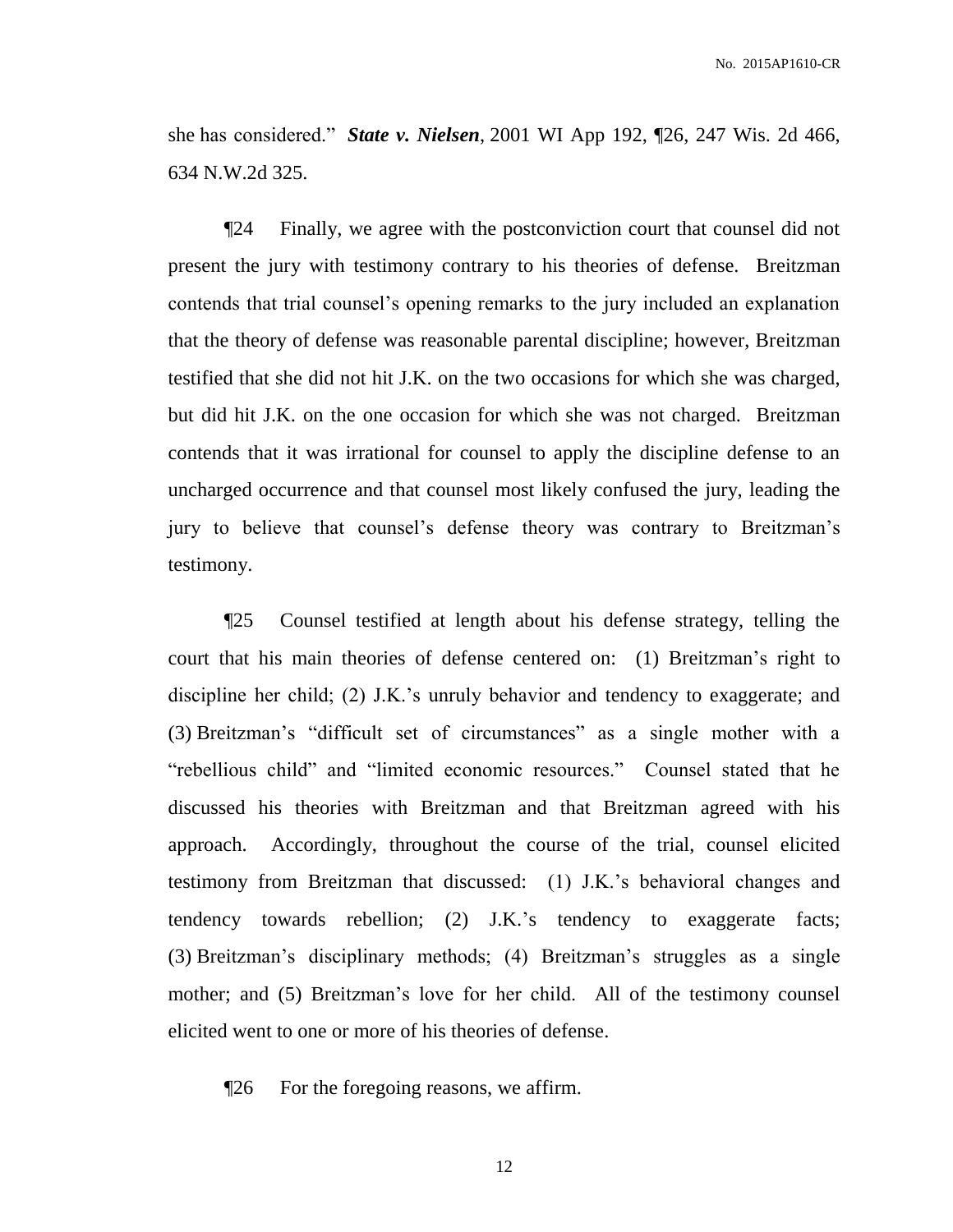she has considered." ***State v. Nielsen***, 2001 WI App 192, ¶26, 247 Wis. 2d 466, 634 N.W.2d 325.

¶24 Finally, we agree with the postconviction court that counsel did not present the jury with testimony contrary to his theories of defense. Breitzman contends that trial counsel's opening remarks to the jury included an explanation that the theory of defense was reasonable parental discipline; however, Breitzman testified that she did not hit J.K. on the two occasions for which she was charged, but did hit J.K. on the one occasion for which she was not charged. Breitzman contends that it was irrational for counsel to apply the discipline defense to an uncharged occurrence and that counsel most likely confused the jury, leading the jury to believe that counsel's defense theory was contrary to Breitzman's testimony.

¶25 Counsel testified at length about his defense strategy, telling the court that his main theories of defense centered on: (1) Breitzman's right to discipline her child; (2) J.K.'s unruly behavior and tendency to exaggerate; and (3) Breitzman's "difficult set of circumstances" as a single mother with a "rebellious child" and "limited economic resources." Counsel stated that he discussed his theories with Breitzman and that Breitzman agreed with his approach. Accordingly, throughout the course of the trial, counsel elicited testimony from Breitzman that discussed: (1) J.K.'s behavioral changes and tendency towards rebellion; (2) J.K.'s tendency to exaggerate facts; (3) Breitzman's disciplinary methods; (4) Breitzman's struggles as a single mother; and (5) Breitzman's love for her child. All of the testimony counsel elicited went to one or more of his theories of defense.

¶26 For the foregoing reasons, we affirm.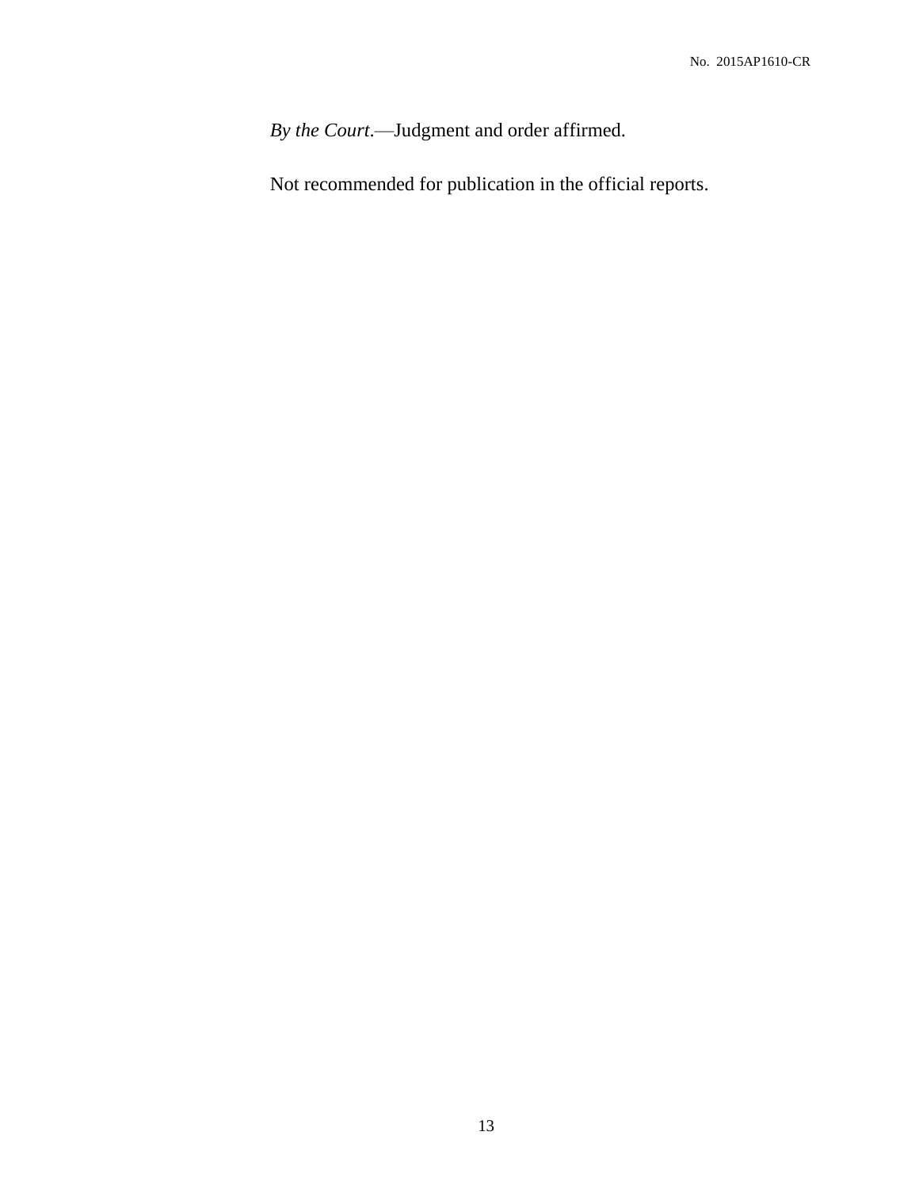*By the Court*.—Judgment and order affirmed.

Not recommended for publication in the official reports.